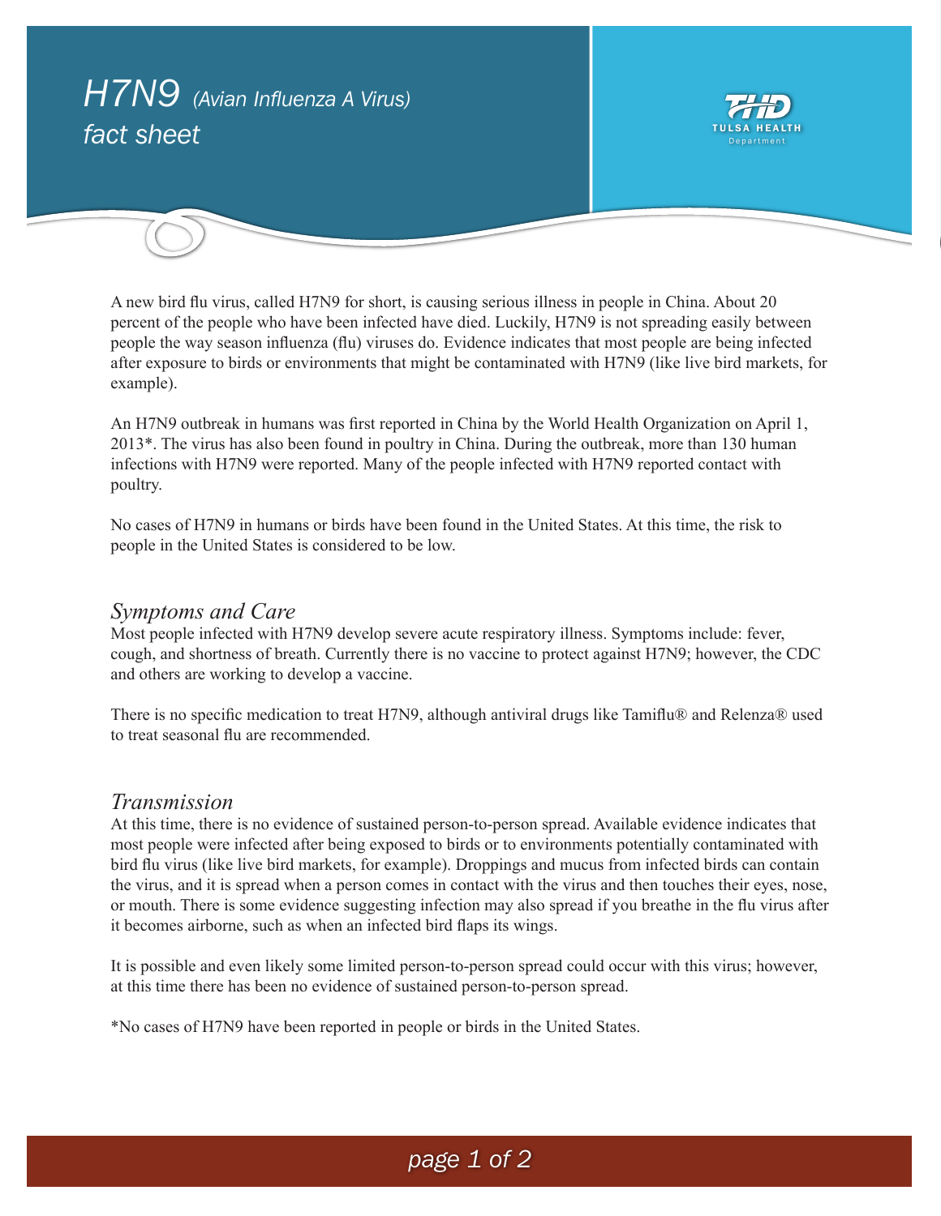# H7N9 *(Avian Influenza A Virus)* fact sheet

TULSA HEALTH Department

A new bird flu virus, called H7N9 for short, is causing serious illness in people in China. About 20 percent of the people who have been infected have died. Luckily, H7N9 is not spreading easily between people the way season influenza (flu) viruses do. Evidence indicates that most people are being infected after exposure to birds or environments that might be contaminated with H7N9 (like live bird markets, for example).

An H7N9 outbreak in humans was first reported in China by the World Health Organization on April 1, 2013*. The virus has also been found in poultry in China. During the outbreak, more than 130 human infections with H7N9 were reported. Many of the people infected with H7N9 reported contact with poultry.

No cases of H7N9 in humans or birds have been found in the United States. At this time, the risk to people in the United States is considered to be low.

## *Symptoms and Care*

Most people infected with H7N9 develop severe acute respiratory illness. Symptoms include: fever, cough, and shortness of breath. Currently there is no vaccine to protect against H7N9; however, the CDC and others are working to develop a vaccine.

There is no specific medication to treat H7N9, although antiviral drugs like Tamiflu® and Relenza® used to treat seasonal flu are recommended.

## *Transmission*

At this time, there is no evidence of sustained person-to-person spread. Available evidence indicates that most people were infected after being exposed to birds or to environments potentially contaminated with bird flu virus (like live bird markets, for example). Droppings and mucus from infected birds can contain the virus, and it is spread when a person comes in contact with the virus and then touches their eyes, nose, or mouth. There is some evidence suggesting infection may also spread if you breathe in the flu virus after it becomes airborne, such as when an infected bird flaps its wings.

It is possible and even likely some limited person-to-person spread could occur with this virus; however, at this time there has been no evidence of sustained person-to-person spread.

*No cases of H7N9 have been reported in people or birds in the United States.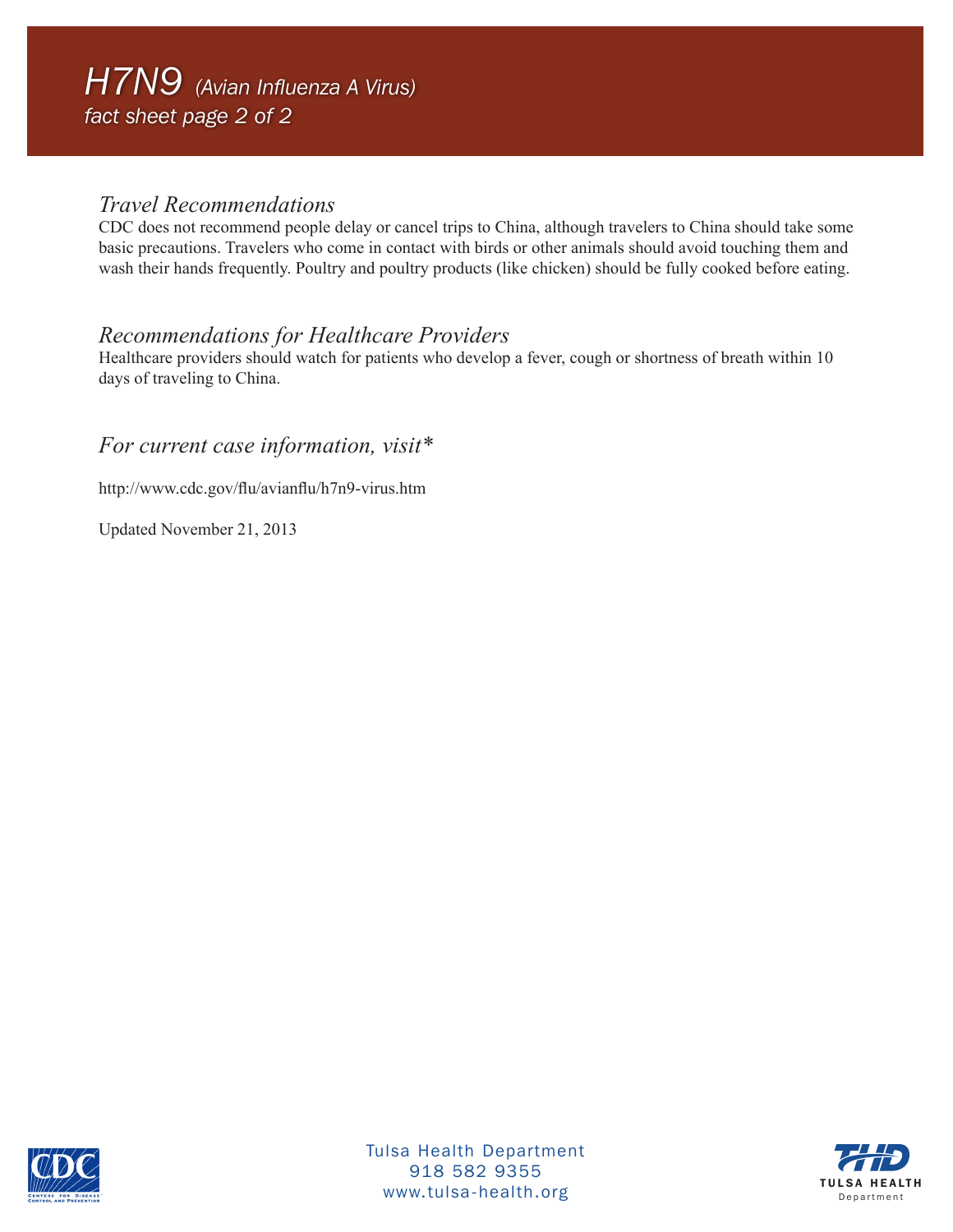# H7N9 *(Avian Influenza A Virus)*

*fact sheet page 2 of 2*

## *Travel Recommendations*

CDC does not recommend people delay or cancel trips to China, although travelers to China should take some basic precautions. Travelers who come in contact with birds or other animals should avoid touching them and wash their hands frequently. Poultry and poultry products (like chicken) should be fully cooked before eating.

## *Recommendations for Healthcare Providers*

Healthcare providers should watch for patients who develop a fever, cough or shortness of breath within 10 days of traveling to China.

## *For current case information, visit**

http://www.cdc.gov/flu/avianflu/h7n9-virus.htm

Updated November 21, 2013

Tulsa Health Department
918 582 9355
www.tulsa-health.org